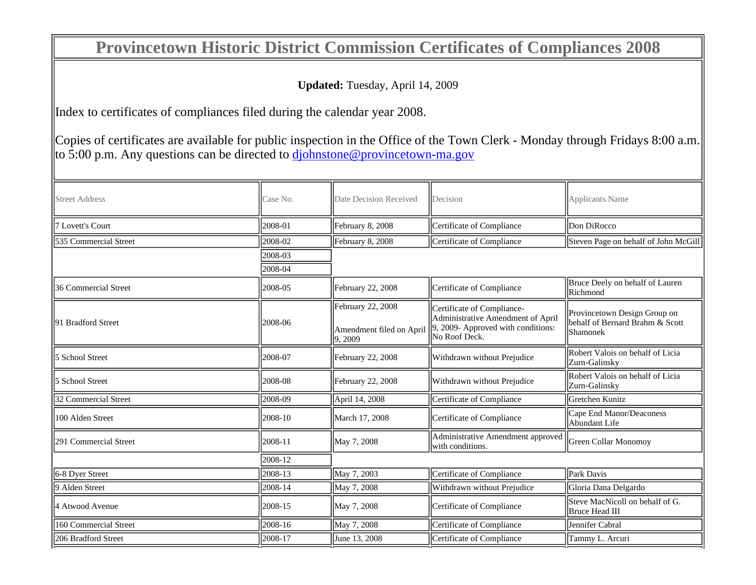# Provincetown Historic District Commission Certificates of Compliances 2008

**Updated:** Tuesday, April 14, 2009

Index to certificates of compliances filed during the calendar year 2008.

Copies of certificates are available for public inspection in the Office of the Town Clerk - Monday through Fridays 8:00 a.m. to 5:00 p.m. Any questions can be directed to djohnstone@provincetown-ma.gov

| Street Address | Case No. | Date Decision Received | Decision | Applicants Name |
|---|---|---|---|---|
| 7 Lovett's Court | 2008-01 | February 8, 2008 | Certificate of Compliance | Don DiRocco |
| 535 Commercial Street | 2008-02 | February 8, 2008 | Certificate of Compliance | Steven Page on behalf of John McGill |
| | 2008-03 | | | |
| | 2008-04 | | | |
| 36 Commercial Street | 2008-05 | February 22, 2008 | Certificate of Compliance | Bruce Deely on behalf of Lauren Richmond |
| 91 Bradford Street | 2008-06 | February 22, 2008<br><br>Amendment filed on April 9, 2009 | Certificate of Compliance- Administrative Amendment of April 9, 2009- Approved with conditions: No Roof Deck. | Provincetown Design Group on behalf of Bernard Brahm & Scott Shamonek |
| 5 School Street | 2008-07 | February 22, 2008 | Withdrawn without Prejudice | Robert Valois on behalf of Licia Zurn-Galinsky |
| 5 School Street | 2008-08 | February 22, 2008 | Withdrawn without Prejudice | Robert Valois on behalf of Licia Zurn-Galinsky |
| 32 Commercial Street | 2008-09 | April 14, 2008 | Certificate of Compliance | Gretchen Kunitz |
| 100 Alden Street | 2008-10 | March 17, 2008 | Certificate of Compliance | Cape End Manor/Deaconess Abundant Life |
| 291 Commercial Street | 2008-11 | May 7, 2008 | Administrative Amendment approved with conditions. | Green Collar Monomoy |
| | 2008-12 | | | |
| 6-8 Dyer Street | 2008-13 | May 7, 2003 | Certificate of Compliance | Park Davis |
| 9 Alden Street | 2008-14 | May 7, 2008 | Withdrawn without Prejudice | Gloria Dana Delgardo |
| 4 Atwood Avenue | 2008-15 | May 7, 2008 | Certificate of Compliance | Steve MacNicoll on behalf of G. Bruce Head III |
| 160 Commercial Street | 2008-16 | May 7, 2008 | Certificate of Compliance | Jennifer Cabral |
| 206 Bradford Street | 2008-17 | June 13, 2008 | Certificate of Compliance | Tammy L. Arcuri |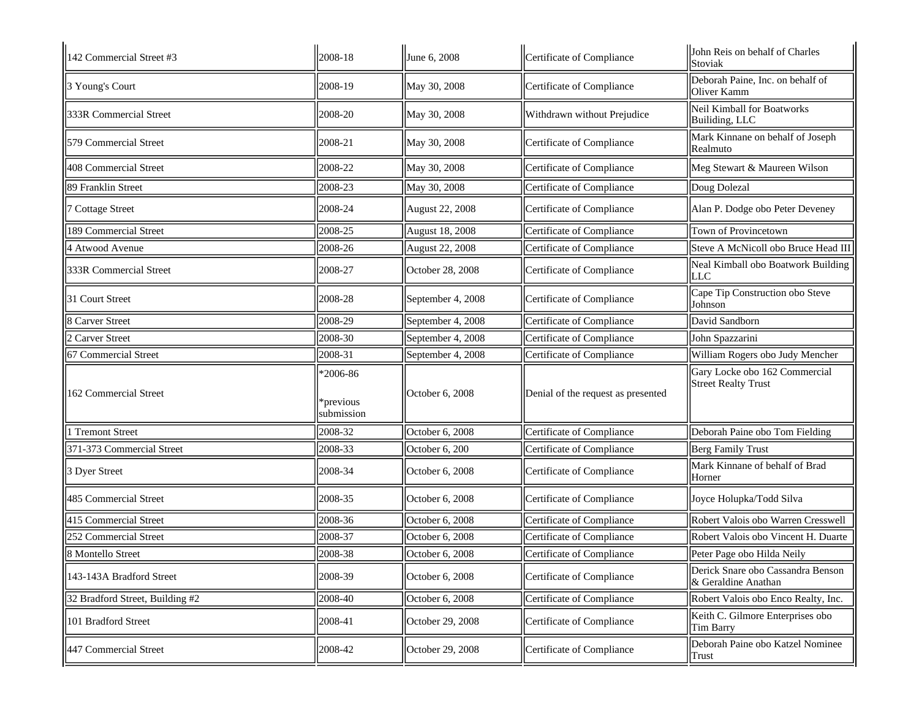| | | | | |
|---|---|---|---|---|
| 142 Commercial Street #3 | 2008-18 | June 6, 2008 | Certificate of Compliance | John Reis on behalf of Charles Stoviak |
| 3 Young's Court | 2008-19 | May 30, 2008 | Certificate of Compliance | Deborah Paine, Inc. on behalf of Oliver Kamm |
| 333R Commercial Street | 2008-20 | May 30, 2008 | Withdrawn without Prejudice | Neil Kimball for Boatworks Builiding, LLC |
| 579 Commercial Street | 2008-21 | May 30, 2008 | Certificate of Compliance | Mark Kinnane on behalf of Joseph Realmuto |
| 408 Commercial Street | 2008-22 | May 30, 2008 | Certificate of Compliance | Meg Stewart & Maureen Wilson |
| 89 Franklin Street | 2008-23 | May 30, 2008 | Certificate of Compliance | Doug Dolezal |
| 7 Cottage Street | 2008-24 | August 22, 2008 | Certificate of Compliance | Alan P. Dodge obo Peter Deveney |
| 189 Commercial Street | 2008-25 | August 18, 2008 | Certificate of Compliance | Town of Provincetown |
| 4 Atwood Avenue | 2008-26 | August 22, 2008 | Certificate of Compliance | Steve A McNicoll obo Bruce Head III |
| 333R Commercial Street | 2008-27 | October 28, 2008 | Certificate of Compliance | Neal Kimball obo Boatwork Building LLC |
| 31 Court Street | 2008-28 | September 4, 2008 | Certificate of Compliance | Cape Tip Construction obo Steve Johnson |
| 8 Carver Street | 2008-29 | September 4, 2008 | Certificate of Compliance | David Sandborn |
| 2 Carver Street | 2008-30 | September 4, 2008 | Certificate of Compliance | John Spazzarini |
| 67 Commercial Street | 2008-31 | September 4, 2008 | Certificate of Compliance | William Rogers obo Judy Mencher |
| 162 Commercial Street | *2006-86 *previous submission | October 6, 2008 | Denial of the request as presented | Gary Locke obo 162 Commercial Street Realty Trust |
| 1 Tremont Street | 2008-32 | October 6, 2008 | Certificate of Compliance | Deborah Paine obo Tom Fielding |
| 371-373 Commercial Street | 2008-33 | October 6, 200 | Certificate of Compliance | Berg Family Trust |
| 3 Dyer Street | 2008-34 | October 6, 2008 | Certificate of Compliance | Mark Kinnane of behalf of Brad Horner |
| 485 Commercial Street | 2008-35 | October 6, 2008 | Certificate of Compliance | Joyce Holupka/Todd Silva |
| 415 Commercial Street | 2008-36 | October 6, 2008 | Certificate of Compliance | Robert Valois obo Warren Cresswell |
| 252 Commercial Street | 2008-37 | October 6, 2008 | Certificate of Compliance | Robert Valois obo Vincent H. Duarte |
| 8 Montello Street | 2008-38 | October 6, 2008 | Certificate of Compliance | Peter Page obo Hilda Neily |
| 143-143A Bradford Street | 2008-39 | October 6, 2008 | Certificate of Compliance | Derick Snare obo Cassandra Benson & Geraldine Anathan |
| 32 Bradford Street, Building #2 | 2008-40 | October 6, 2008 | Certificate of Compliance | Robert Valois obo Enco Realty, Inc. |
| 101 Bradford Street | 2008-41 | October 29, 2008 | Certificate of Compliance | Keith C. Gilmore Enterprises obo Tim Barry |
| 447 Commercial Street | 2008-42 | October 29, 2008 | Certificate of Compliance | Deborah Paine obo Katzel Nominee Trust |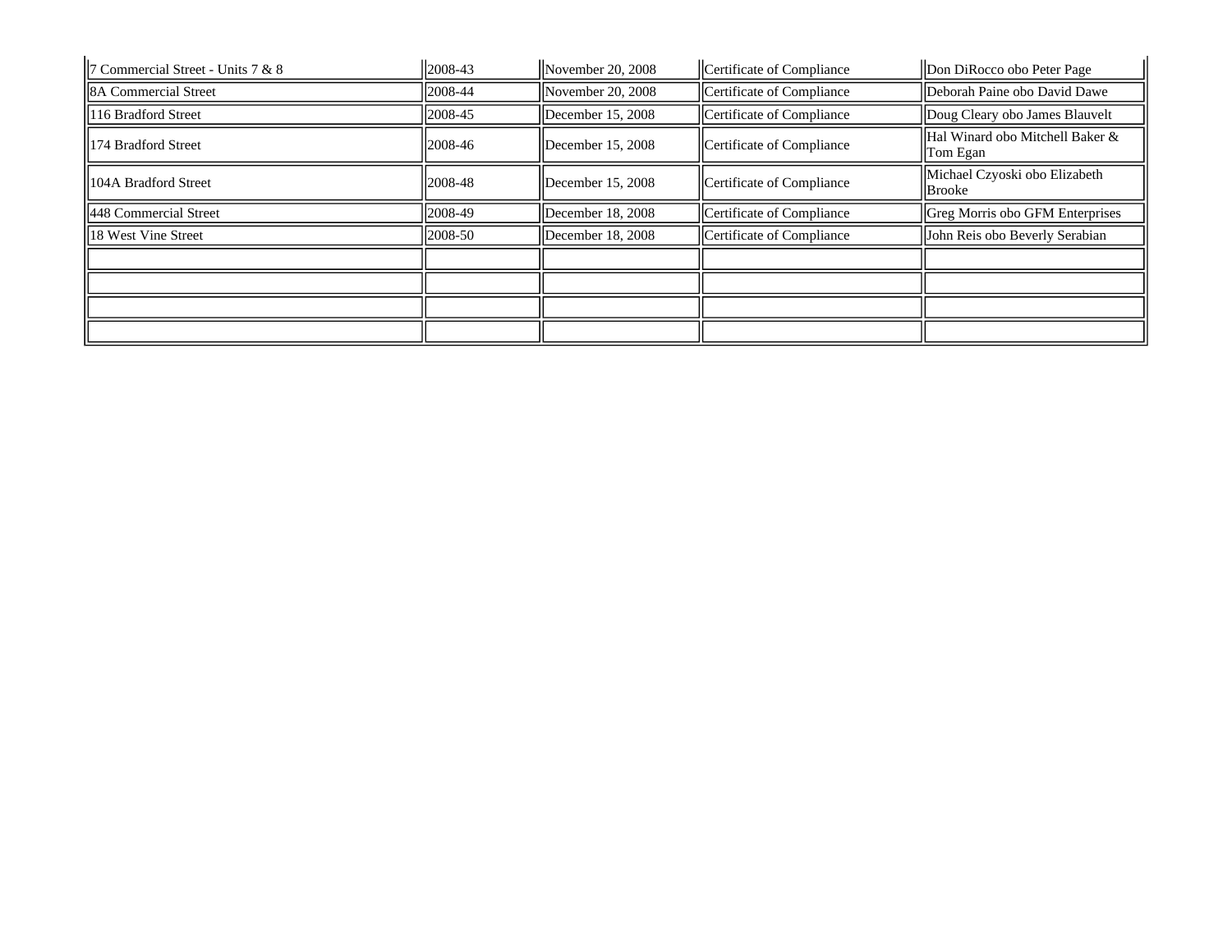| | | | | |
|---|---|---|---|---|
| 7 Commercial Street - Units 7 & 8 | 2008-43 | November 20, 2008 | Certificate of Compliance | Don DiRocco obo Peter Page |
| 8A Commercial Street | 2008-44 | November 20, 2008 | Certificate of Compliance | Deborah Paine obo David Dawe |
| 116 Bradford Street | 2008-45 | December 15, 2008 | Certificate of Compliance | Doug Cleary obo James Blauvelt |
| 174 Bradford Street | 2008-46 | December 15, 2008 | Certificate of Compliance | Hal Winard obo Mitchell Baker & Tom Egan |
| 104A Bradford Street | 2008-48 | December 15, 2008 | Certificate of Compliance | Michael Czyoski obo Elizabeth Brooke |
| 448 Commercial Street | 2008-49 | December 18, 2008 | Certificate of Compliance | Greg Morris obo GFM Enterprises |
| 18 West Vine Street | 2008-50 | December 18, 2008 | Certificate of Compliance | John Reis obo Beverly Serabian |
| | | | | |
| | | | | |
| | | | | |
| | | | | |